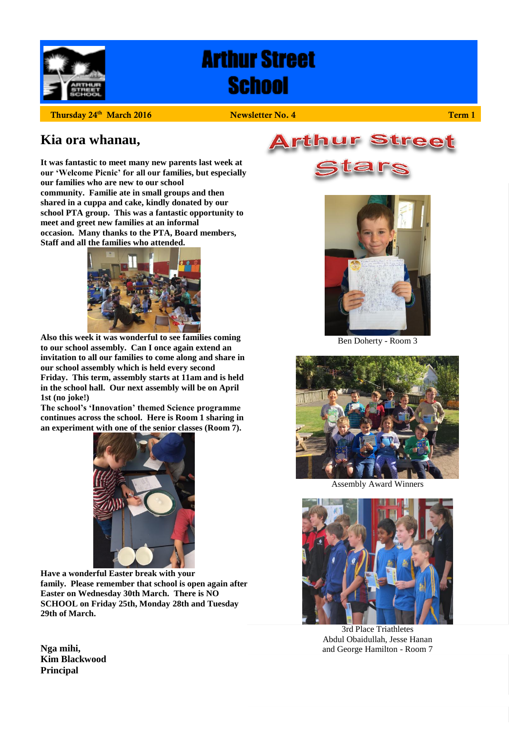# Arthur Street School

**Thursday 24th March 2016** | **Newsletter No. 4** | **Term 1**

## Kia ora whanau,

**It was fantastic to meet many new parents last week at our 'Welcome Picnic' for all our families, but especially our families who are new to our school community. Familie ate in small groups and then shared in a cuppa and cake, kindly donated by our school PTA group. This was a fantastic opportunity to meet and greet new families at an informal occasion. Many thanks to the PTA, Board members, Staff and all the families who attended.**

**Also this week it was wonderful to see families coming to our school assembly. Can I once again extend an invitation to all our families to come along and share in our school assembly which is held every second Friday. This term, assembly starts at 11am and is held in the school hall. Our next assembly will be on April 1st (no joke!)**

**The school's 'Innovation' themed Science programme continues across the school. Here is Room 1 sharing in an experiment with one of the senior classes (Room 7).**

**Have a wonderful Easter break with your family. Please remember that school is open again after Easter on Wednesday 30th March. There is NO SCHOOL on Friday 25th, Monday 28th and Tuesday 29th of March.**

**Nga mihi,**
**Kim Blackwood**
**Principal**

## Arthur Street Stars

Ben Doherty - Room 3

Assembly Award Winners

3rd Place Triathletes
Abdul Obaidullah, Jesse Hanan and George Hamilton - Room 7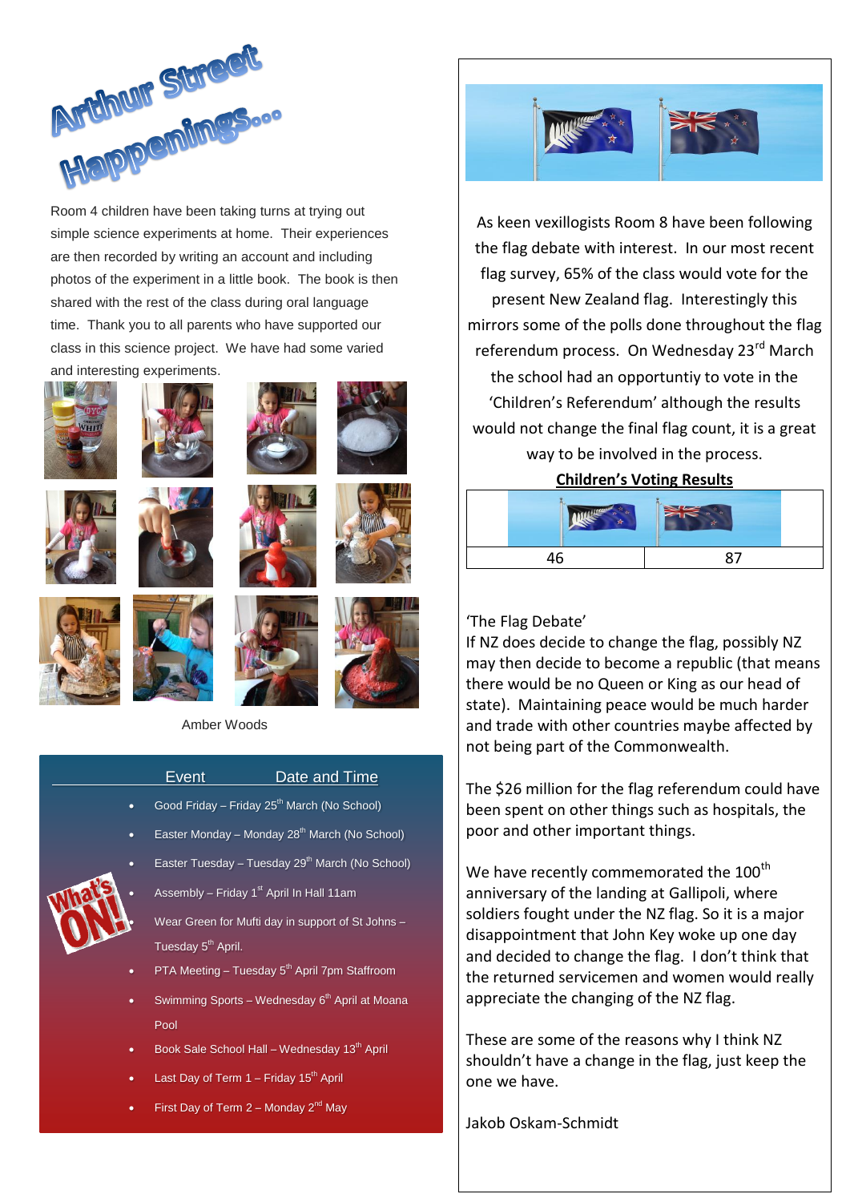# Arthur Street Happenings...

Room 4 children have been taking turns at trying out simple science experiments at home. Their experiences are then recorded by writing an account and including photos of the experiment in a little book. The book is then shared with the rest of the class during oral language time. Thank you to all parents who have supported our class in this science project. We have had some varied and interesting experiments.

Amber Woods

## What's ON!

| Event | Date and Time |
|---|---|

- Good Friday – Friday 25th March (No School)
- Easter Monday – Monday 28th March (No School)
- Easter Tuesday – Tuesday 29th March (No School)
- Assembly – Friday 1st April In Hall 11am
- Wear Green for Mufti day in support of St Johns – Tuesday 5th April.
- PTA Meeting – Tuesday 5th April 7pm Staffroom
- Swimming Sports – Wednesday 6th April at Moana Pool
- Book Sale School Hall – Wednesday 13th April
- Last Day of Term 1 – Friday 15th April
- First Day of Term 2 – Monday 2nd May

As keen vexillogists Room 8 have been following the flag debate with interest. In our most recent flag survey, 65% of the class would vote for the present New Zealand flag. Interestingly this mirrors some of the polls done throughout the flag referendum process. On Wednesday 23rd March the school had an opportuntiy to vote in the 'Children's Referendum' although the results would not change the final flag count, it is a great way to be involved in the process.

**Children's Voting Results**

| Silver fern flag | Current NZ flag |
|---|---|
| 46 | 87 |

'The Flag Debate'

If NZ does decide to change the flag, possibly NZ may then decide to become a republic (that means there would be no Queen or King as our head of state). Maintaining peace would be much harder and trade with other countries maybe affected by not being part of the Commonwealth.

The $26 million for the flag referendum could have been spent on other things such as hospitals, the poor and other important things.

We have recently commemorated the 100th anniversary of the landing at Gallipoli, where soldiers fought under the NZ flag. So it is a major disappointment that John Key woke up one day and decided to change the flag. I don't think that the returned servicemen and women would really appreciate the changing of the NZ flag.

These are some of the reasons why I think NZ shouldn't have a change in the flag, just keep the one we have.

Jakob Oskam-Schmidt